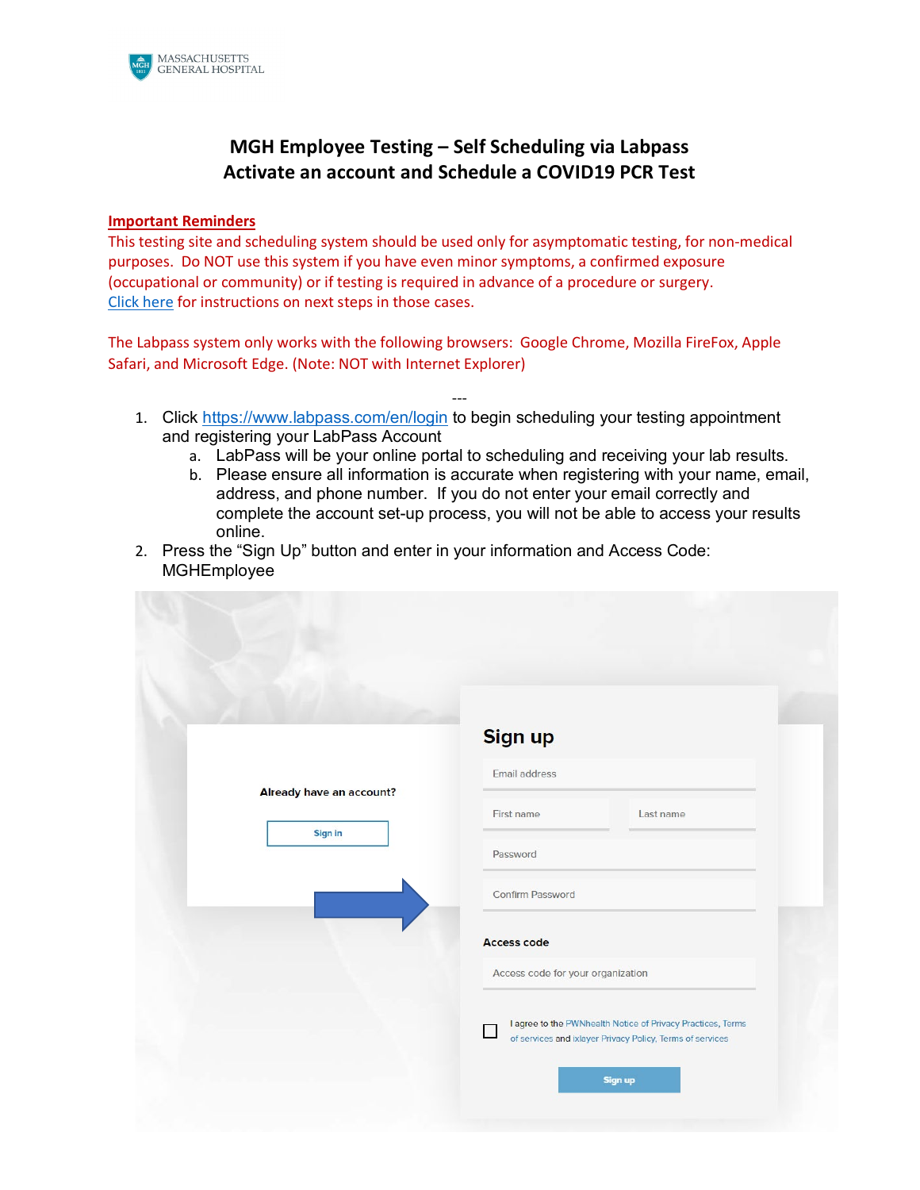MASSACHUSETTS GENERAL HOSPITAL

# MGH Employee Testing – Self Scheduling via Labpass
## Activate an account and Schedule a COVID19 PCR Test

**Important Reminders**

This testing site and scheduling system should be used only for asymptomatic testing, for non-medical purposes. Do NOT use this system if you have even minor symptoms, a confirmed exposure (occupational or community) or if testing is required in advance of a procedure or surgery. Click here for instructions on next steps in those cases.

The Labpass system only works with the following browsers: Google Chrome, Mozilla FireFox, Apple Safari, and Microsoft Edge. (Note: NOT with Internet Explorer)

---

1. Click https://www.labpass.com/en/login to begin scheduling your testing appointment and registering your LabPass Account
   a. LabPass will be your online portal to scheduling and receiving your lab results.
   b. Please ensure all information is accurate when registering with your name, email, address, and phone number. If you do not enter your email correctly and complete the account set-up process, you will not be able to access your results online.
2. Press the "Sign Up" button and enter in your information and Access Code: MGHEmployee

Already have an account?

Sign in

**Sign up**

Email address

First name | Last name

Password

Confirm Password

Access code

Access code for your organization

I agree to the PWNhealth Notice of Privacy Practices, Terms of services and ixlayer Privacy Policy, Terms of services

Sign up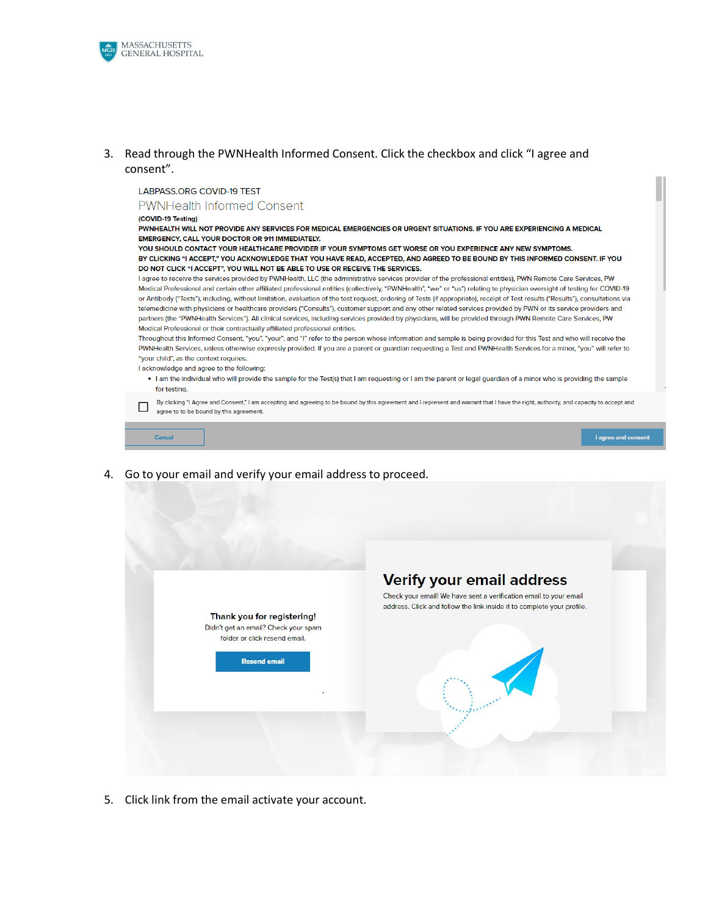3. Read through the PWNHealth Informed Consent. Click the checkbox and click "I agree and consent".

LABPASS.ORG COVID-19 TEST

PWNHealth Informed Consent

(COVID-19 Testing)

**PWNHEALTH WILL NOT PROVIDE ANY SERVICES FOR MEDICAL EMERGENCIES OR URGENT SITUATIONS. IF YOU ARE EXPERIENCING A MEDICAL EMERGENCY, CALL YOUR DOCTOR OR 911 IMMEDIATELY.**

**YOU SHOULD CONTACT YOUR HEALTHCARE PROVIDER IF YOUR SYMPTOMS GET WORSE OR YOU EXPERIENCE ANY NEW SYMPTOMS.**

**BY CLICKING "I ACCEPT," YOU ACKNOWLEDGE THAT YOU HAVE READ, ACCEPTED, AND AGREED TO BE BOUND BY THIS INFORMED CONSENT. IF YOU DO NOT CLICK "I ACCEPT", YOU WILL NOT BE ABLE TO USE OR RECEIVE THE SERVICES.**

I agree to receive the services provided by PWNHealth, LLC (the administrative services provider of the professional entities), PWN Remote Care Services, PW Medical Professional and certain other affiliated professional entities (collectively, "PWNHealth", "we" or "us") relating to physician oversight of testing for COVID-19 or Antibody ("Tests"), including, without limitation, evaluation of the test request, ordering of Tests (if appropriate), receipt of Test results ("Results"), consultations via telemedicine with physicians or healthcare providers ("Consults"), customer support and any other related services provided by PWN or its service providers and partners (the "PWNHealth Services"). All clinical services, including services provided by physicians, will be provided through PWN Remote Care Services, PW Medical Professional or their contractually affiliated professional entities.

Throughout this Informed Consent, "you", "your", and "I" refer to the person whose information and sample is being provided for this Test and who will receive the PWNHealth Services, unless otherwise expressly provided. If you are a parent or guardian requesting a Test and PWNHealth Services for a minor, "you" will refer to "your child", as the context requires.

I acknowledge and agree to the following:

- I am the individual who will provide the sample for the Test(s) that I am requesting or I am the parent or legal guardian of a minor who is providing the sample for testing.

☐ By clicking "I Agree and Consent," I am accepting and agreeing to be bound by this agreement and I represent and warrant that I have the right, authority, and capacity to accept and agree to to be bound by this agreement.

Cancel | I agree and consent

4. Go to your email and verify your email address to proceed.

Thank you for registering!

Didn't get an email? Check your spam folder or click resend email.

Resend email

**Verify your email address**

Check your email! We have sent a verification email to your email address. Click and follow the link inside it to complete your profile.

5. Click link from the email activate your account.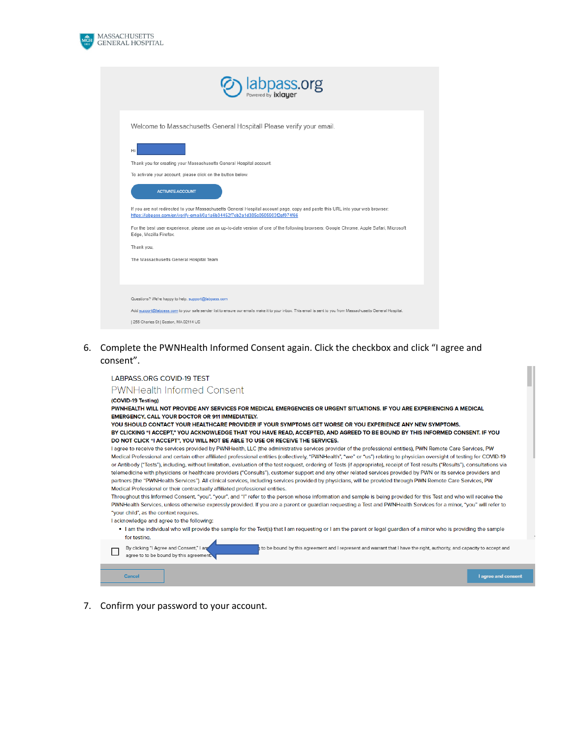Welcome to Massachusetts General Hospital! Please verify your email.

Hi

Thank you for creating your Massachusetts General Hospital account.

To activate your account, please click on the button below.

ACTIVATE ACCOUNT

If you are not redirected to your Massachusetts General Hospital account page, copy and paste this URL into your web browser: https://labpass.com/en/verify-email/0a1a6b34452f7cb2a1d385c0505003f2ef074f66

For the best user experience, please use an up-to-date version of one of the following browsers: Google Chrome, Apple Safari, Microsoft Edge, Mozilla Firefox.

Thank you,

The Massachusetts General Hospital Team

Questions? We're happy to help. support@labpass.com

Add support@labpass.com to your safe sender list to ensure our emails make it to your inbox. This email is sent to you from Massachusetts General Hospital.

| 255 Charles St | Boston, MA 02114 US

6. Complete the PWNHealth Informed Consent again. Click the checkbox and click "I agree and consent".

LABPASS.ORG COVID-19 TEST

PWNHealth Informed Consent

**(COVID-19 Testing)**

**PWNHEALTH WILL NOT PROVIDE ANY SERVICES FOR MEDICAL EMERGENCIES OR URGENT SITUATIONS. IF YOU ARE EXPERIENCING A MEDICAL EMERGENCY, CALL YOUR DOCTOR OR 911 IMMEDIATELY.**

**YOU SHOULD CONTACT YOUR HEALTHCARE PROVIDER IF YOUR SYMPTOMS GET WORSE OR YOU EXPERIENCE ANY NEW SYMPTOMS.**

**BY CLICKING "I ACCEPT," YOU ACKNOWLEDGE THAT YOU HAVE READ, ACCEPTED, AND AGREED TO BE BOUND BY THIS INFORMED CONSENT. IF YOU DO NOT CLICK "I ACCEPT", YOU WILL NOT BE ABLE TO USE OR RECEIVE THE SERVICES.**

I agree to receive the services provided by PWNHealth, LLC (the administrative services provider of the professional entities), PWN Remote Care Services, PW Medical Professional and certain other affiliated professional entities (collectively, "PWNHealth", "we" or "us") relating to physician oversight of testing for COVID-19 or Antibody ("Tests"), including, without limitation, evaluation of the test request, ordering of Tests (if appropriate), receipt of Test results ("Results"), consultations via telemedicine with physicians or healthcare providers ("Consults"), customer support and any other related services provided by PWN or its service providers and partners (the "PWNHealth Services"). All clinical services, including services provided by physicians, will be provided through PWN Remote Care Services, PW Medical Professional or their contractually affiliated professional entities.

Throughout this Informed Consent, "you", "your", and "I" refer to the person whose information and sample is being provided for this Test and who will receive the PWNHealth Services, unless otherwise expressly provided. If you are a parent or guardian requesting a Test and PWNHealth Services for a minor, "you" will refer to "your child", as the context requires.

I acknowledge and agree to the following:

- I am the individual who will provide the sample for the Test(s) that I am requesting or I am the parent or legal guardian of a minor who is providing the sample for testing.

☐ By clicking "I Agree and Consent," I am ... to be bound by this agreement and I represent and warrant that I have the right, authority, and capacity to accept and agree to to be bound by this agreement.

Cancel | I agree and consent

7. Confirm your password to your account.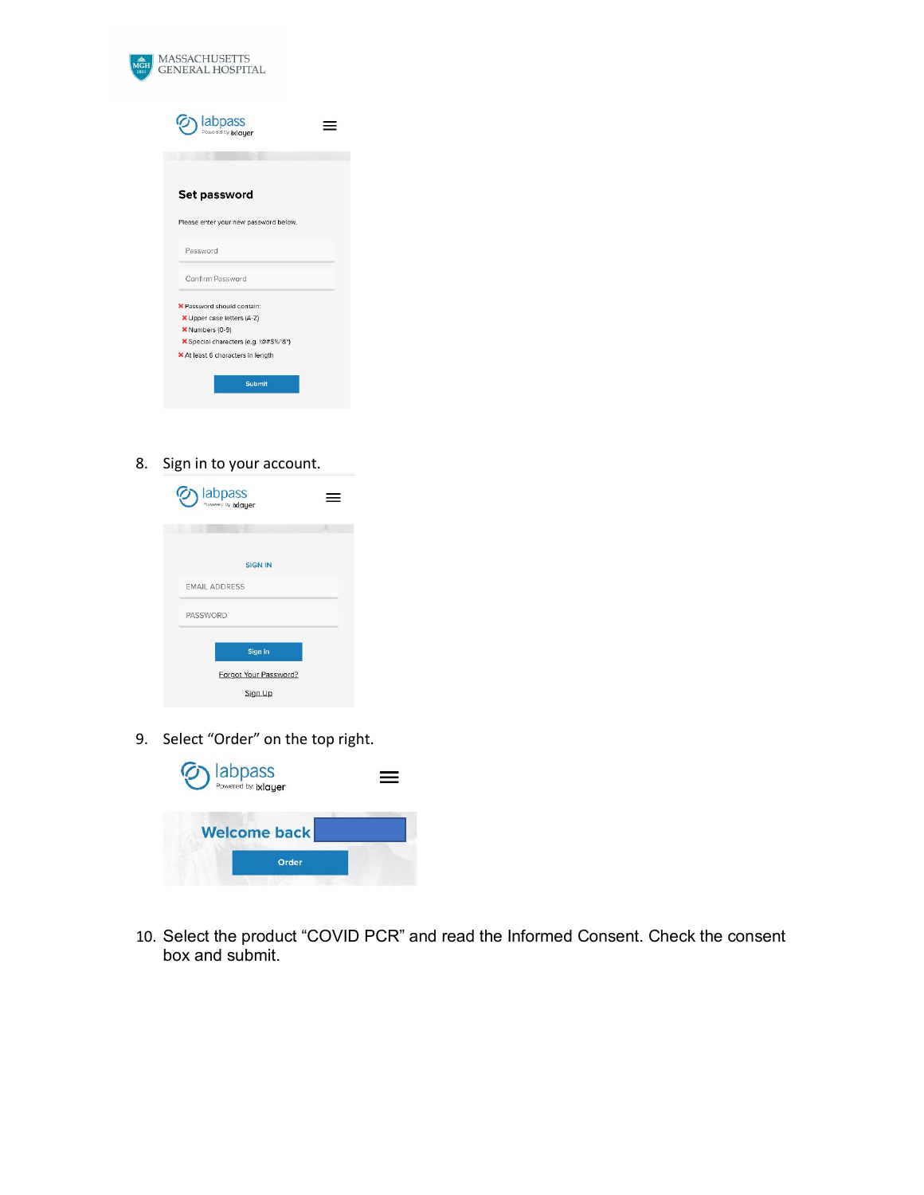Set password

Please enter your new password below.

Password

Confirm Password

✖ Password should contain:
- ✖ Upper case letters (A-Z)
- ✖ Numbers (0-9)
- ✖ Special characters (e.g. !@#$%^&*)

✖ At least 6 characters in length

Submit

8. Sign in to your account.

SIGN IN

EMAIL ADDRESS

PASSWORD

Sign in

Forgot Your Password?

Sign Up

9. Select “Order” on the top right.

Welcome back

Order

10. Select the product “COVID PCR” and read the Informed Consent. Check the consent box and submit.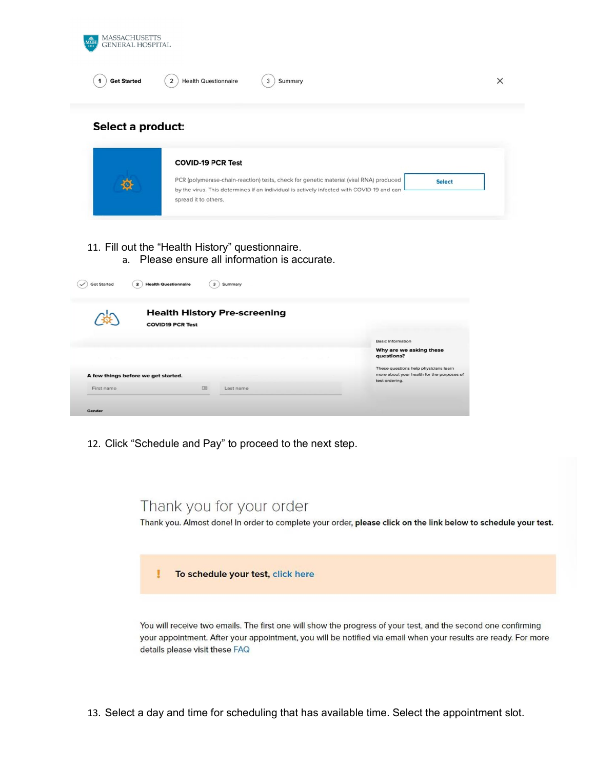MASSACHUSETTS GENERAL HOSPITAL

1 Get Started  2 Health Questionnaire  3 Summary

**Select a product:**

**COVID-19 PCR Test**

PCR (polymerase-chain-reaction) tests, check for genetic material (viral RNA) produced by the virus. This determines if an individual is actively infected with COVID-19 and can spread it to others.

Select

11. Fill out the "Health History" questionnaire.
    a. Please ensure all information is accurate.

Get Started  2 Health Questionnaire  3 Summary

**Health History Pre-screening**

**COVID19 PCR Test**

Basic Information

**Why are we asking these questions?**

These questions help physicians learn more about your health for the purposes of test ordering.

**A few things before we get started.**

First name  Last name

**Gender**

12. Click "Schedule and Pay" to proceed to the next step.

Thank you for your order

Thank you. Almost done! In order to complete your order, **please click on the link below to schedule your test.**

! **To schedule your test,** click here

You will receive two emails. The first one will show the progress of your test, and the second one confirming your appointment. After your appointment, you will be notified via email when your results are ready. For more details please visit these FAQ

13. Select a day and time for scheduling that has available time. Select the appointment slot.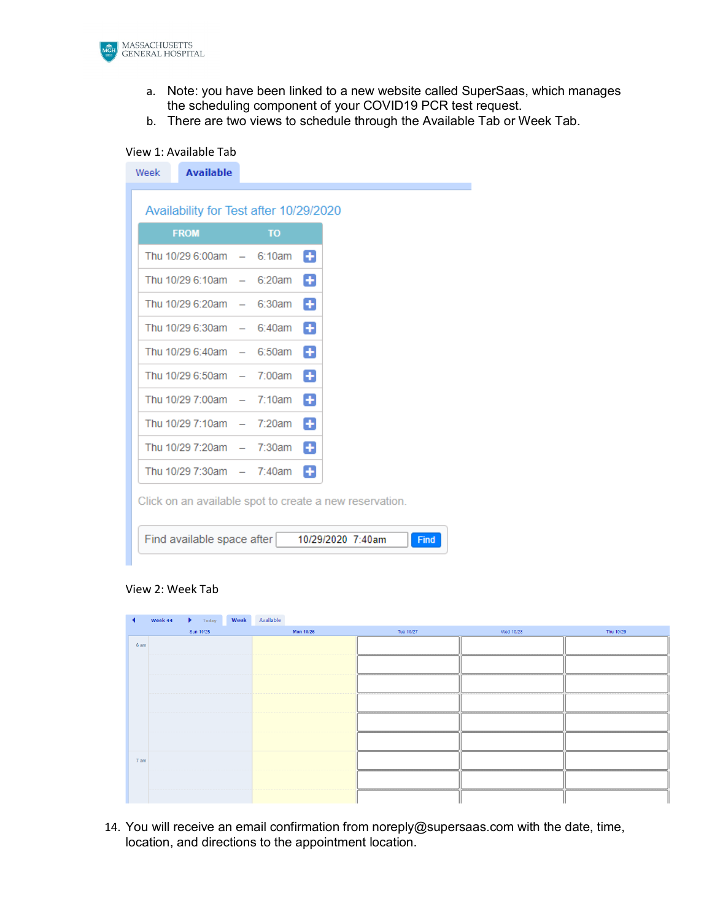a. Note: you have been linked to a new website called SuperSaas, which manages the scheduling component of your COVID19 PCR test request.
b. There are two views to schedule through the Available Tab or Week Tab.

View 1: Available Tab

Week | **Available**

Availability for Test after 10/29/2020

| FROM | | TO | |
|---|---|---|---|
| Thu 10/29 6:00am | – | 6:10am | + |
| Thu 10/29 6:10am | – | 6:20am | + |
| Thu 10/29 6:20am | – | 6:30am | + |
| Thu 10/29 6:30am | – | 6:40am | + |
| Thu 10/29 6:40am | – | 6:50am | + |
| Thu 10/29 6:50am | – | 7:00am | + |
| Thu 10/29 7:00am | – | 7:10am | + |
| Thu 10/29 7:10am | – | 7:20am | + |
| Thu 10/29 7:20am | – | 7:30am | + |
| Thu 10/29 7:30am | – | 7:40am | + |

Click on an available spot to create a new reservation.

Find available space after 10/29/2020 7:40am Find

View 2: Week Tab

Week 44 | Today | Week | Available

| | Sun 10/25 | Mon 10/26 | Tue 10/27 | Wed 10/28 | Thu 10/29 |
|---|---|---|---|---|---|
| 6 am | | | | | |
| 7 am | | | | | |

14. You will receive an email confirmation from noreply@supersaas.com with the date, time, location, and directions to the appointment location.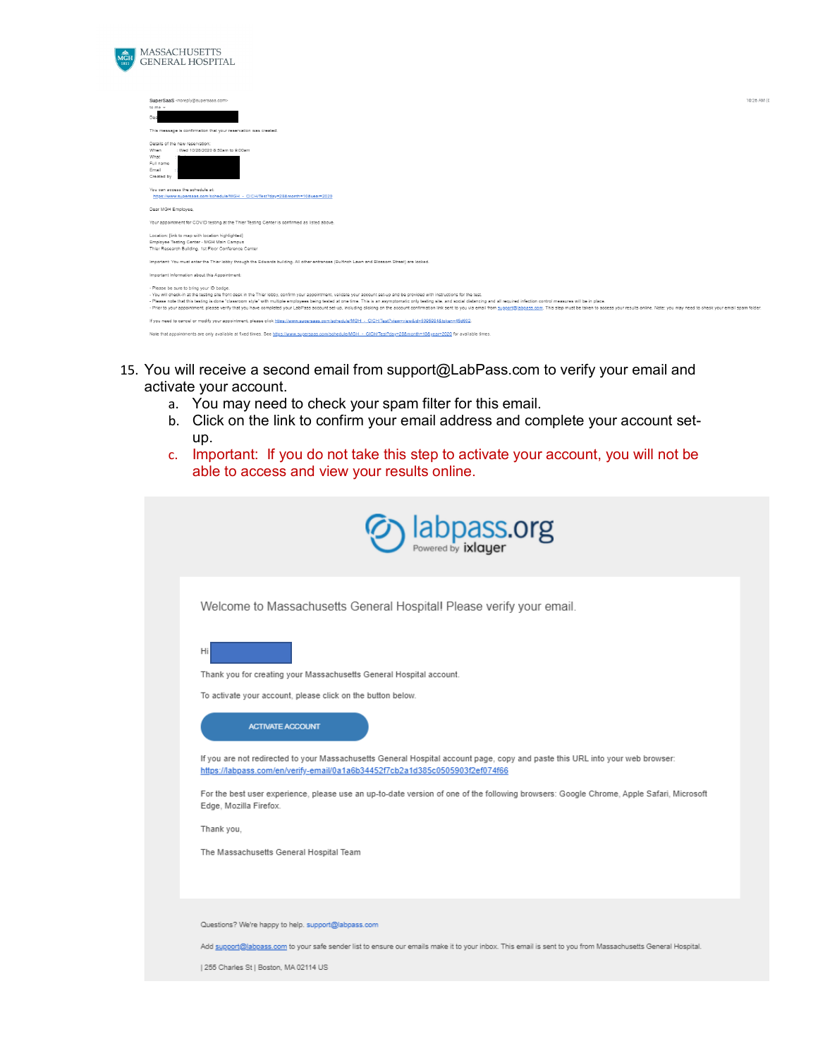SuperSaaS <noreply@supersaas.com>
to me

Dear

This message is confirmation that your reservation was created.

Details of the new reservation:
When : Wed 10/28/2020 8:50am to 9:00am
What
Full name
Email
Created by

You can access the schedule at:
https://www.supersaas.com/schedule/MGH_-_OCIH/Test?day=28&month=10&year=2020

Dear MGH Employee,

Your appointment for COVID testing at the Thier Testing Center is confirmed as listed above.

Location: [link to map with location highlighted]
Employee Testing Center - MGH Main Campus
Thier Research Building, 1st Floor Conference Center

Important: You must enter the Thier lobby through the Edwards building. All other entrances (Bulfinch Lawn and Blossom Street) are locked.

Important information about the Appointment:

- Please be sure to bring your ID badge.
- You will check-in at the testing site front desk in the Thier lobby, confirm your appointment, validate your account set-up and be provided with instructions for the test.
- Please note that this testing is done "classroom style" with multiple employees being tested at one time. This is an asymptomatic only testing site, and social distancing and all required infection control measures will be in place.
- Prior to your appointment, please verify that you have completed your LabPass account set-up, including clicking on the account confirmation link sent to you via email from support@labpass.com. This step must be taken to access your results online. Note: you may need to check your email spam folder.

If you need to cancel or modify your appointment, please click https://www.supersaas.com/schedule/MGH_-_OCIH/Test?view=view&id=...

Note that appointments are only available at fixed times. See https://www.supersaas.com/schedule/MGH_-_OCIH/Test?day=28&month=10&year=2020 for available times.

15. You will receive a second email from support@LabPass.com to verify your email and activate your account.
    a. You may need to check your spam filter for this email.
    b. Click on the link to confirm your email address and complete your account set-up.
    c. Important: If you do not take this step to activate your account, you will not be able to access and view your results online.

labpass.org
Powered by ixlayer

Welcome to Massachusetts General Hospital! Please verify your email.

Hi

Thank you for creating your Massachusetts General Hospital account.

To activate your account, please click on the button below.

ACTIVATE ACCOUNT

If you are not redirected to your Massachusetts General Hospital account page, copy and paste this URL into your web browser:
https://labpass.com/en/verify-email/0a1a6b34452f7cb2a1d385c0505903f2ef074f66

For the best user experience, please use an up-to-date version of one of the following browsers: Google Chrome, Apple Safari, Microsoft Edge, Mozilla Firefox.

Thank you,

The Massachusetts General Hospital Team

Questions? We're happy to help. support@labpass.com

Add support@labpass.com to your safe sender list to ensure our emails make it to your inbox. This email is sent to you from Massachusetts General Hospital.

| 255 Charles St | Boston, MA 02114 US